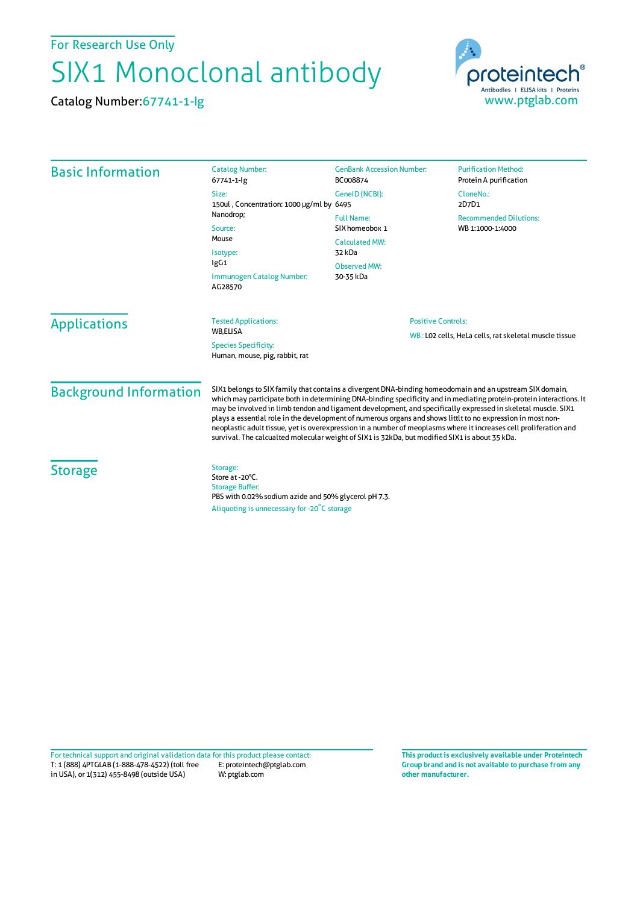For Research Use Only

# SIX1 Monoclonal antibody

Catalog Number: 67741-1-Ig

proteintech® Antibodies | ELISA kits | Proteins
www.ptglab.com

## Basic Information

**Catalog Number:**
67741-1-Ig

**Size:**
150ul , Concentration: 1000 μg/ml by Nanodrop;

**Source:**
Mouse

**Isotype:**
IgG1

**Immunogen Catalog Number:**
AG28570

**GenBank Accession Number:**
BC008874

**GeneID (NCBI):**
6495

**Full Name:**
SIX homeobox 1

**Calculated MW:**
32 kDa

**Observed MW:**
30-35 kDa

**Purification Method:**
Protein A purification

**CloneNo.:**
2D7D1

**Recommended Dilutions:**
WB 1:1000-1:4000

## Applications

**Tested Applications:**
WB,ELISA

**Species Specificity:**
Human, mouse, pig, rabbit, rat

**Positive Controls:**
WB : L02 cells, HeLa cells, rat skeletal muscle tissue

## Background Information

SIX1 belongs to SIX family that contains a divergent DNA-binding homeodomain and an upstream SIX domain, which may participate both in determining DNA-binding specificity and in mediating protein-protein interactions. It may be involved in limb tendon and ligament development, and specifically expressed in skeletal muscle. SIX1 plays a essential role in the development of numerous organs and shows littlt to no expression in most non-neoplastic adult tissue, yet is overexpression in a number of meoplasms where it increases cell proliferation and survival. The calcualted molecular weight of SIX1 is 32kDa, but modified SIX1 is about 35 kDa.

## Storage

**Storage:**
Store at -20°C.

**Storage Buffer:**
PBS with 0.02% sodium azide and 50% glycerol pH 7.3.

Aliquoting is unnecessary for -20°C storage

For technical support and original validation data for this product please contact:
T: 1 (888) 4PTGLAB (1-888-478-4522) (toll free in USA), or 1(312) 455-8498 (outside USA)
E: proteintech@ptglab.com
W: ptglab.com

**This product is exclusively available under Proteintech Group brand and is not available to purchase from any other manufacturer.**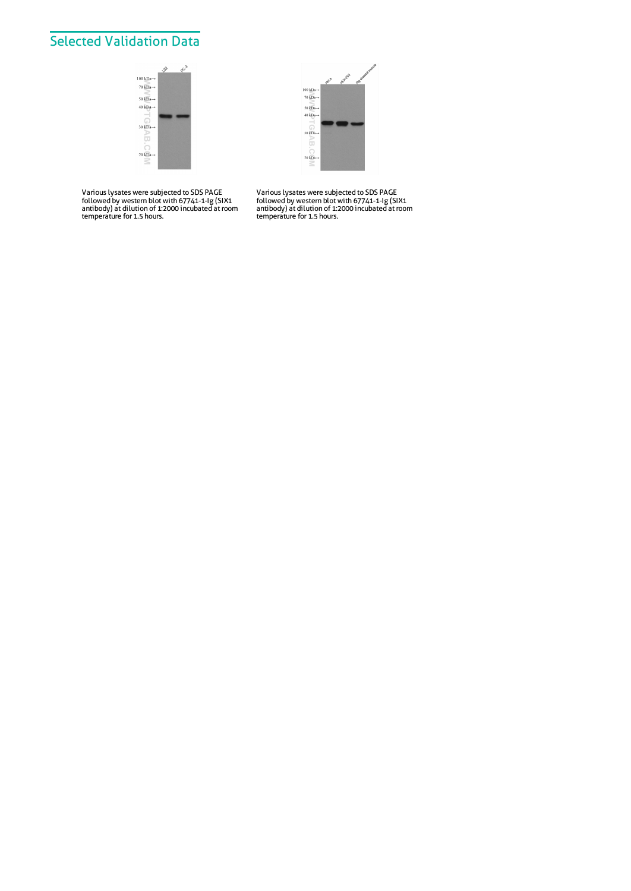## Selected Validation Data

LO2
PC-3
100 kDa→
70 kDa→
50 kDa→
40 kDa→
30 kDa→
20 kDa→

Various lysates were subjected to SDS PAGE followed by western blot with 67741-1-Ig (SIX1 antibody) at dilution of 1:2000 incubated at room temperature for 1.5 hours.

HeLa
HEK-293
Pig skeletal muscle
100 kDa→
70 kDa→
50 kDa→
40 kDa→
30 kDa→
20 kDa→

Various lysates were subjected to SDS PAGE followed by western blot with 67741-1-Ig (SIX1 antibody) at dilution of 1:2000 incubated at room temperature for 1.5 hours.